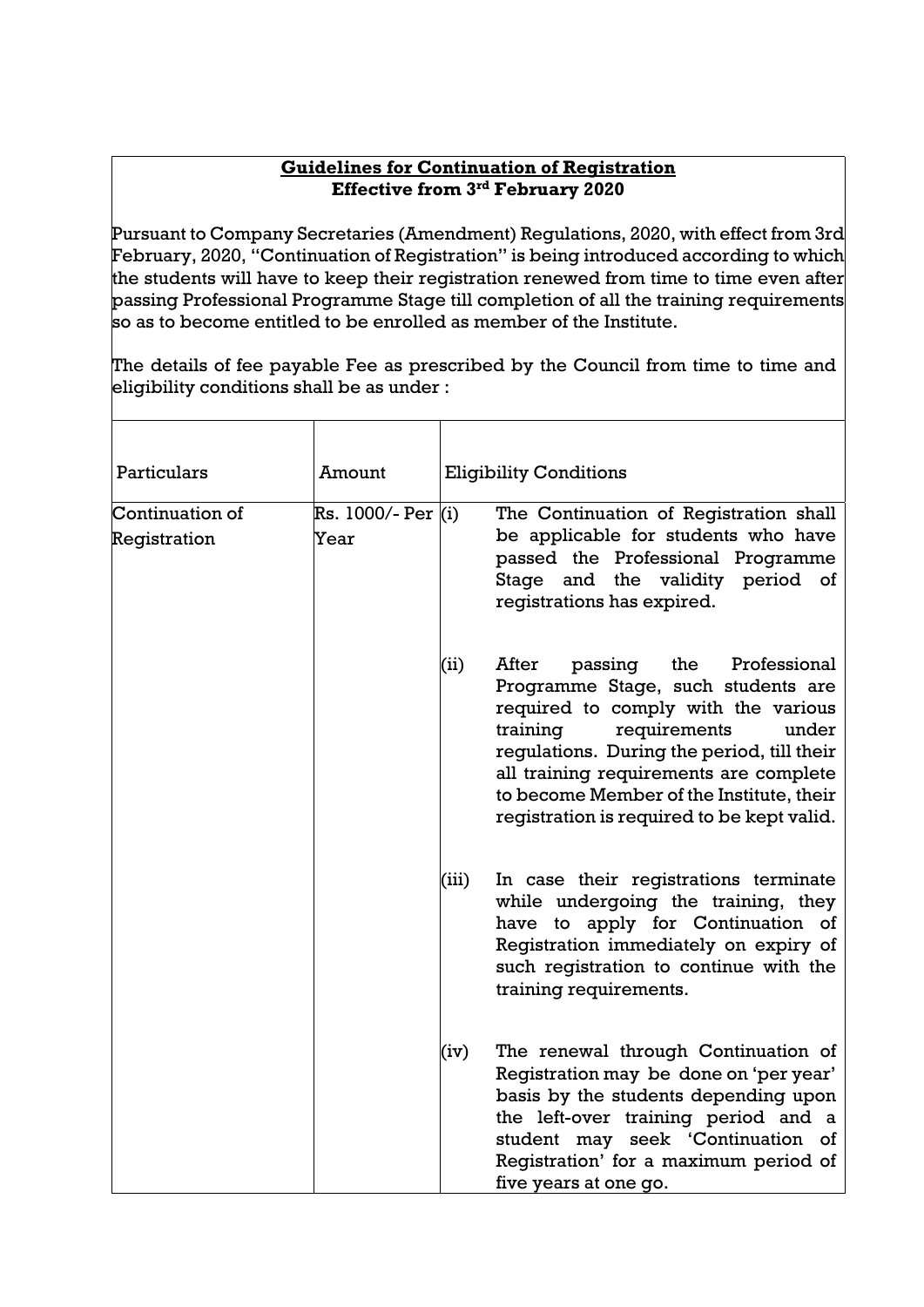**Guidelines for Continuation of Registration**
**Effective from 3rd February 2020**

Pursuant to Company Secretaries (Amendment) Regulations, 2020, with effect from 3rd February, 2020, "Continuation of Registration" is being introduced according to which the students will have to keep their registration renewed from time to time even after passing Professional Programme Stage till completion of all the training requirements so as to become entitled to be enrolled as member of the Institute.

The details of fee payable Fee as prescribed by the Council from time to time and eligibility conditions shall be as under :

| Particulars | Amount | Eligibility Conditions | |
|---|---|---|---|
| Continuation of Registration | Rs. 1000/- Per Year | (i) | The Continuation of Registration shall be applicable for students who have passed the Professional Programme Stage and the validity period of registrations has expired. |
| | | (ii) | After passing the Professional Programme Stage, such students are required to comply with the various training requirements under regulations. During the period, till their all training requirements are complete to become Member of the Institute, their registration is required to be kept valid. |
| | | (iii) | In case their registrations terminate while undergoing the training, they have to apply for Continuation of Registration immediately on expiry of such registration to continue with the training requirements. |
| | | (iv) | The renewal through Continuation of Registration may be done on 'per year' basis by the students depending upon the left-over training period and a student may seek 'Continuation of Registration' for a maximum period of five years at one go. |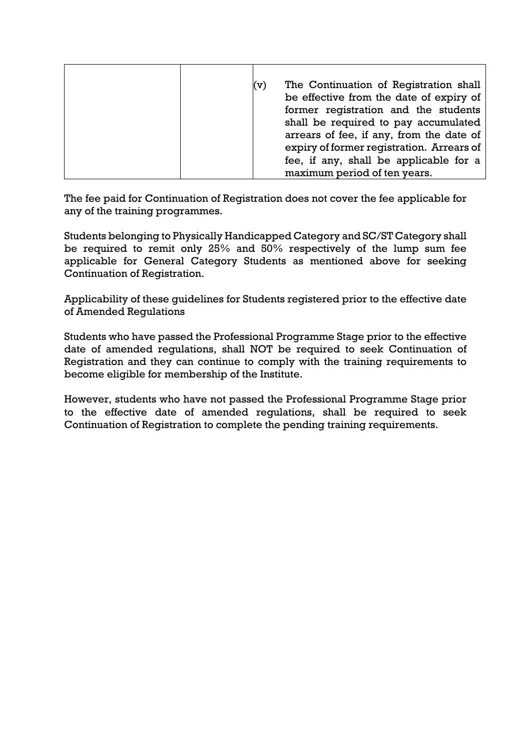| | | |
|---|---|---|
| | | (v) The Continuation of Registration shall be effective from the date of expiry of former registration and the students shall be required to pay accumulated arrears of fee, if any, from the date of expiry of former registration. Arrears of fee, if any, shall be applicable for a maximum period of ten years. |

The fee paid for Continuation of Registration does not cover the fee applicable for any of the training programmes.

Students belonging to Physically Handicapped Category and SC/ST Category shall be required to remit only 25% and 50% respectively of the lump sum fee applicable for General Category Students as mentioned above for seeking Continuation of Registration.

Applicability of these guidelines for Students registered prior to the effective date of Amended Regulations

Students who have passed the Professional Programme Stage prior to the effective date of amended regulations, shall NOT be required to seek Continuation of Registration and they can continue to comply with the training requirements to become eligible for membership of the Institute.

However, students who have not passed the Professional Programme Stage prior to the effective date of amended regulations, shall be required to seek Continuation of Registration to complete the pending training requirements.